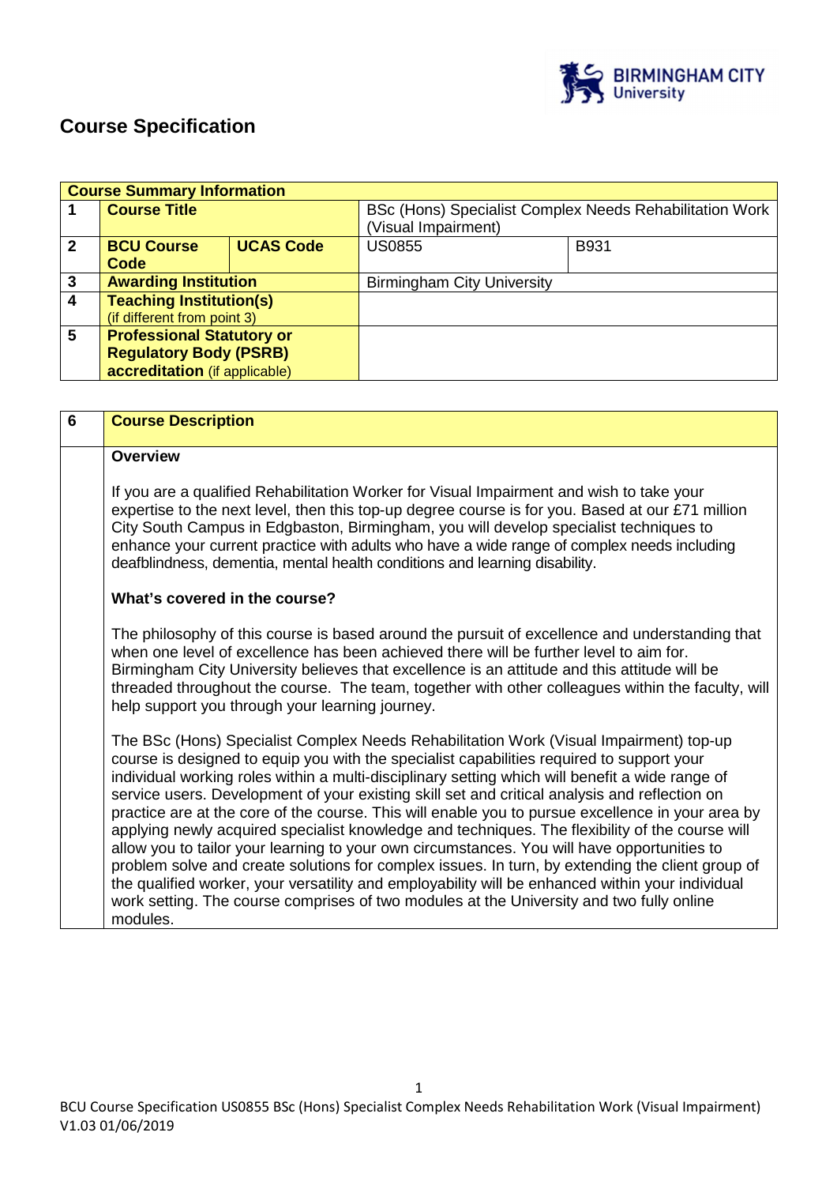# Course Specification

| Course Summary Information | | | | |
|---|---|---|---|---|
| 1 | **Course Title** | | BSc (Hons) Specialist Complex Needs Rehabilitation Work (Visual Impairment) | |
| 2 | **BCU Course Code** | **UCAS Code** | US0855 | B931 |
| 3 | **Awarding Institution** | | Birmingham City University | |
| 4 | **Teaching Institution(s)** (if different from point 3) | | | |
| 5 | **Professional Statutory or Regulatory Body (PSRB) accreditation** (if applicable) | | | |

| 6 | **Course Description** |
|---|---|

**Overview**

If you are a qualified Rehabilitation Worker for Visual Impairment and wish to take your expertise to the next level, then this top-up degree course is for you. Based at our £71 million City South Campus in Edgbaston, Birmingham, you will develop specialist techniques to enhance your current practice with adults who have a wide range of complex needs including deafblindness, dementia, mental health conditions and learning disability.

**What's covered in the course?**

The philosophy of this course is based around the pursuit of excellence and understanding that when one level of excellence has been achieved there will be further level to aim for. Birmingham City University believes that excellence is an attitude and this attitude will be threaded throughout the course. The team, together with other colleagues within the faculty, will help support you through your learning journey.

The BSc (Hons) Specialist Complex Needs Rehabilitation Work (Visual Impairment) top-up course is designed to equip you with the specialist capabilities required to support your individual working roles within a multi-disciplinary setting which will benefit a wide range of service users. Development of your existing skill set and critical analysis and reflection on practice are at the core of the course. This will enable you to pursue excellence in your area by applying newly acquired specialist knowledge and techniques. The flexibility of the course will allow you to tailor your learning to your own circumstances. You will have opportunities to problem solve and create solutions for complex issues. In turn, by extending the client group of the qualified worker, your versatility and employability will be enhanced within your individual work setting. The course comprises of two modules at the University and two fully online modules.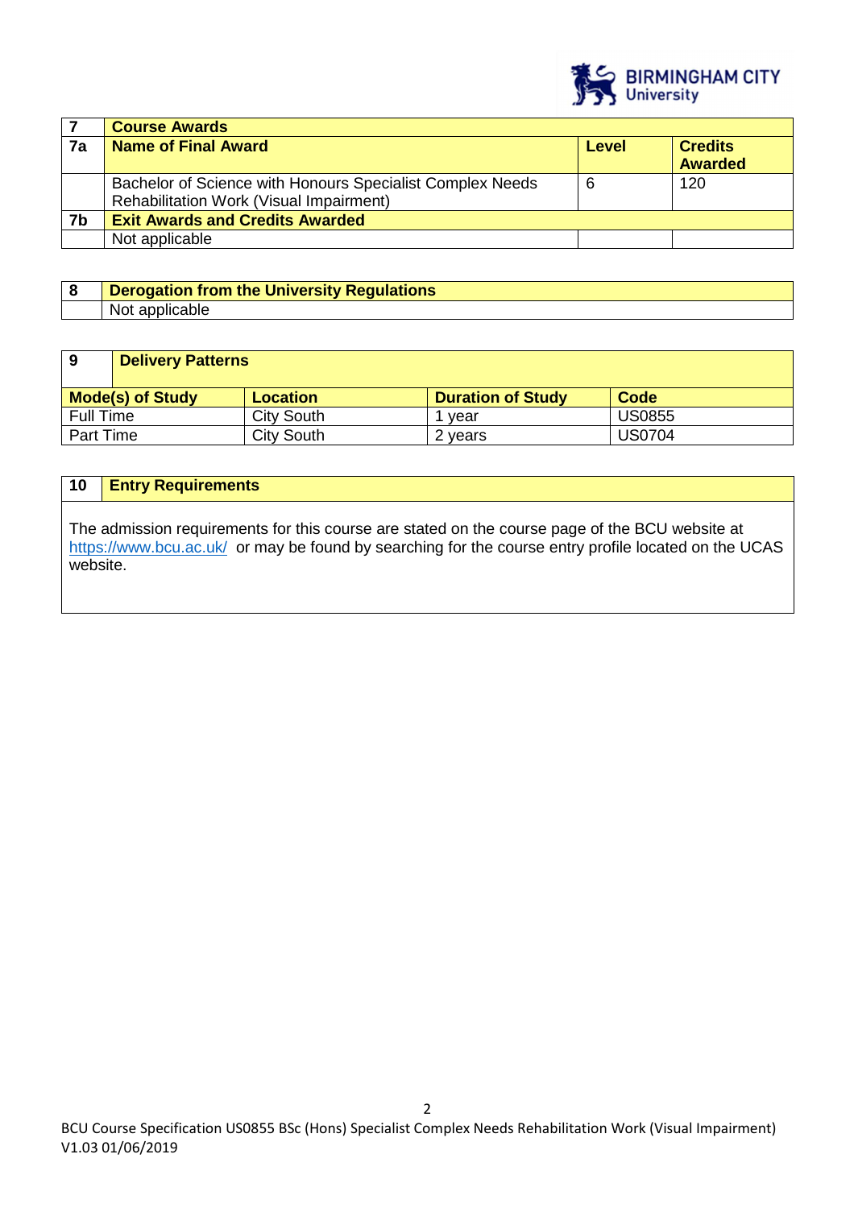| 7 | Course Awards | | |
|---|---|---|---|
| 7a | **Name of Final Award** | **Level** | **Credits Awarded** |
| | Bachelor of Science with Honours Specialist Complex Needs Rehabilitation Work (Visual Impairment) | 6 | 120 |
| 7b | **Exit Awards and Credits Awarded** | | |
| | Not applicable | | |

| 8 | Derogation from the University Regulations |
|---|---|
| | Not applicable |

| 9 | Delivery Patterns | | |
|---|---|---|---|
| **Mode(s) of Study** | **Location** | **Duration of Study** | **Code** |
| Full Time | City South | 1 year | US0855 |
| Part Time | City South | 2 years | US0704 |

| 10 | Entry Requirements |
|---|---|

The admission requirements for this course are stated on the course page of the BCU website at https://www.bcu.ac.uk/ or may be found by searching for the course entry profile located on the UCAS website.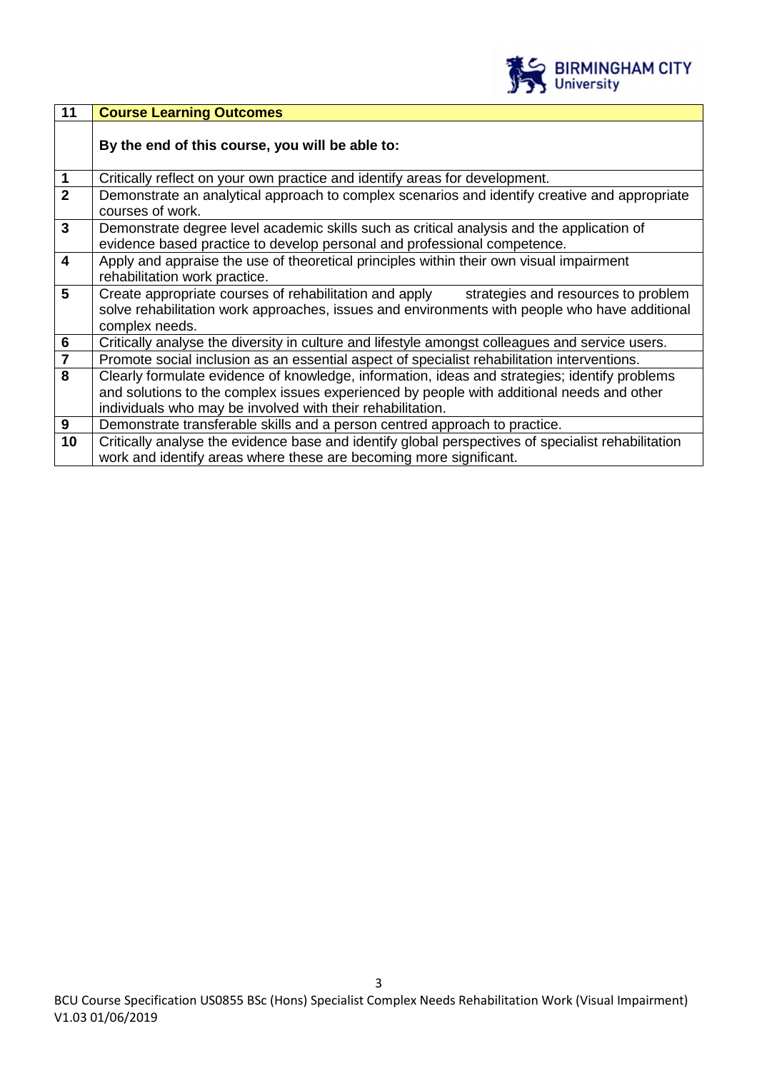| 11 | **Course Learning Outcomes** |
|---|---|
| | **By the end of this course, you will be able to:** |
| **1** | Critically reflect on your own practice and identify areas for development. |
| **2** | Demonstrate an analytical approach to complex scenarios and identify creative and appropriate courses of work. |
| **3** | Demonstrate degree level academic skills such as critical analysis and the application of evidence based practice to develop personal and professional competence. |
| **4** | Apply and appraise the use of theoretical principles within their own visual impairment rehabilitation work practice. |
| **5** | Create appropriate courses of rehabilitation and apply strategies and resources to problem solve rehabilitation work approaches, issues and environments with people who have additional complex needs. |
| **6** | Critically analyse the diversity in culture and lifestyle amongst colleagues and service users. |
| **7** | Promote social inclusion as an essential aspect of specialist rehabilitation interventions. |
| **8** | Clearly formulate evidence of knowledge, information, ideas and strategies; identify problems and solutions to the complex issues experienced by people with additional needs and other individuals who may be involved with their rehabilitation. |
| **9** | Demonstrate transferable skills and a person centred approach to practice. |
| **10** | Critically analyse the evidence base and identify global perspectives of specialist rehabilitation work and identify areas where these are becoming more significant. |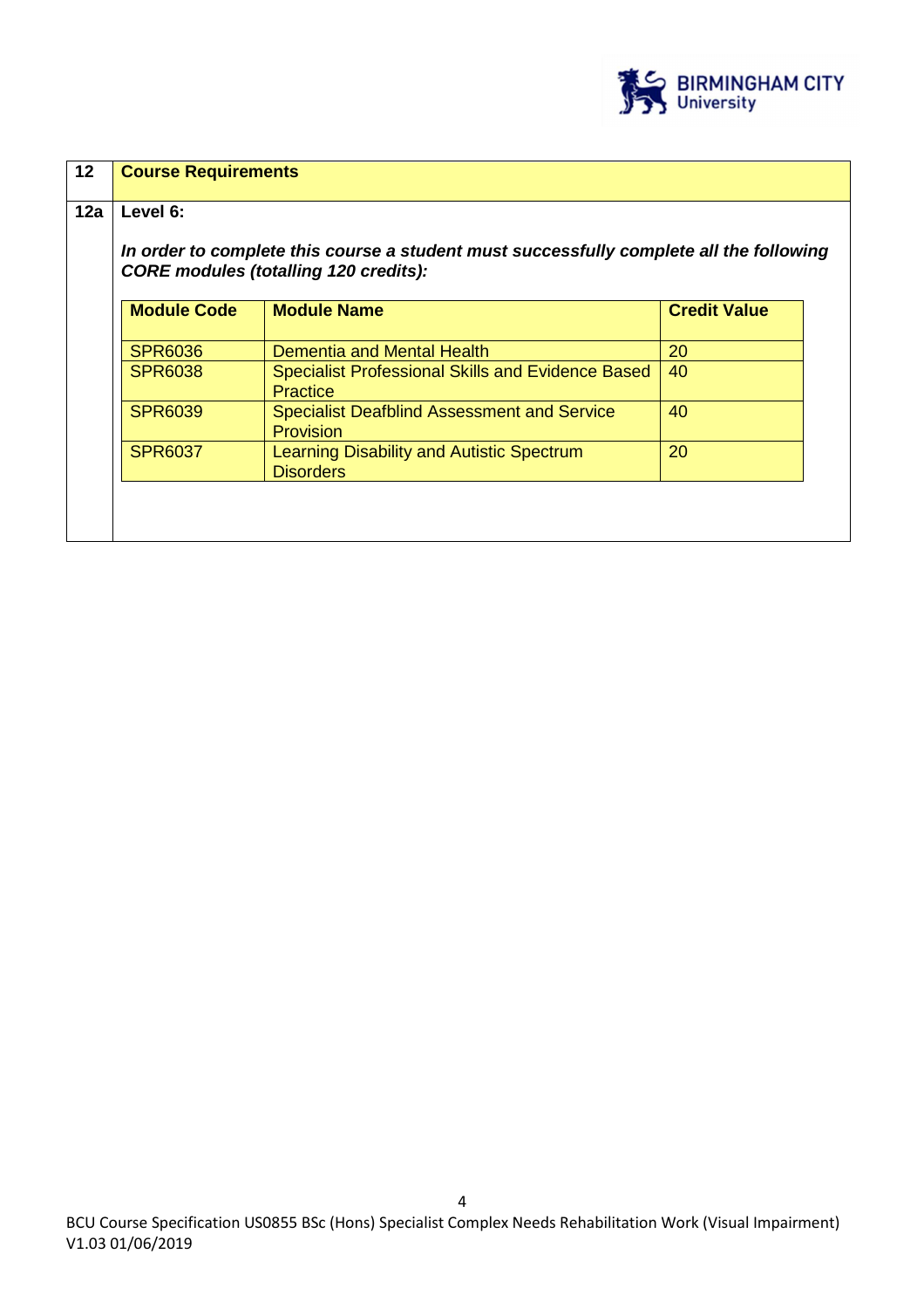## 12 Course Requirements

### 12a Level 6:

***In order to complete this course a student must successfully complete all the following CORE modules (totalling 120 credits):***

| Module Code | Module Name | Credit Value |
|---|---|---|
| SPR6036 | Dementia and Mental Health | 20 |
| SPR6038 | Specialist Professional Skills and Evidence Based Practice | 40 |
| SPR6039 | Specialist Deafblind Assessment and Service Provision | 40 |
| SPR6037 | Learning Disability and Autistic Spectrum Disorders | 20 |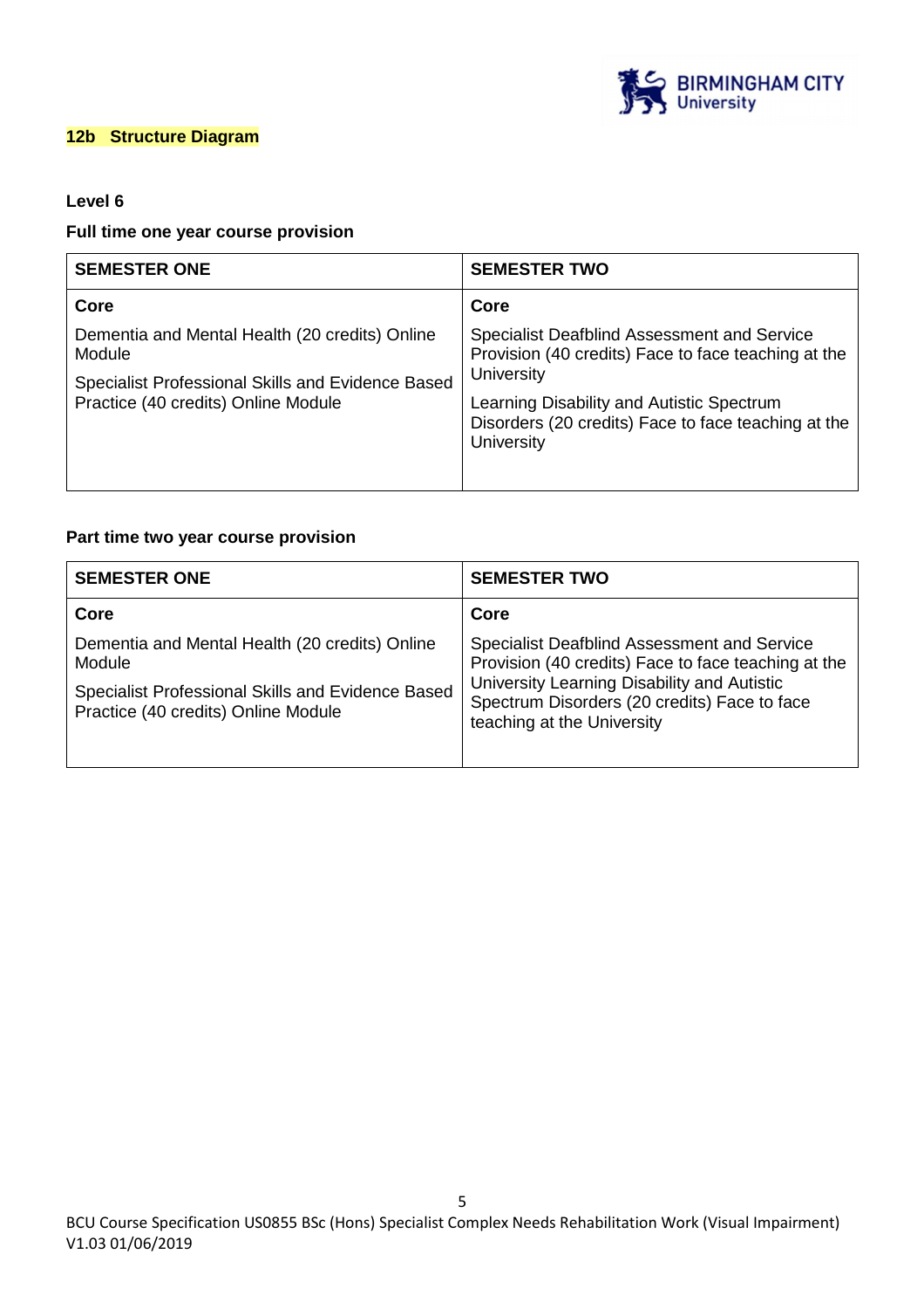### 12b Structure Diagram

**Level 6**

**Full time one year course provision**

| SEMESTER ONE | SEMESTER TWO |
|---|---|
| **Core** | **Core** |
| Dementia and Mental Health (20 credits) Online Module<br><br>Specialist Professional Skills and Evidence Based Practice (40 credits) Online Module | Specialist Deafblind Assessment and Service Provision (40 credits) Face to face teaching at the University<br><br>Learning Disability and Autistic Spectrum Disorders (20 credits) Face to face teaching at the University |

**Part time two year course provision**

| SEMESTER ONE | SEMESTER TWO |
|---|---|
| **Core** | **Core** |
| Dementia and Mental Health (20 credits) Online Module<br><br>Specialist Professional Skills and Evidence Based Practice (40 credits) Online Module | Specialist Deafblind Assessment and Service Provision (40 credits) Face to face teaching at the University Learning Disability and Autistic Spectrum Disorders (20 credits) Face to face teaching at the University |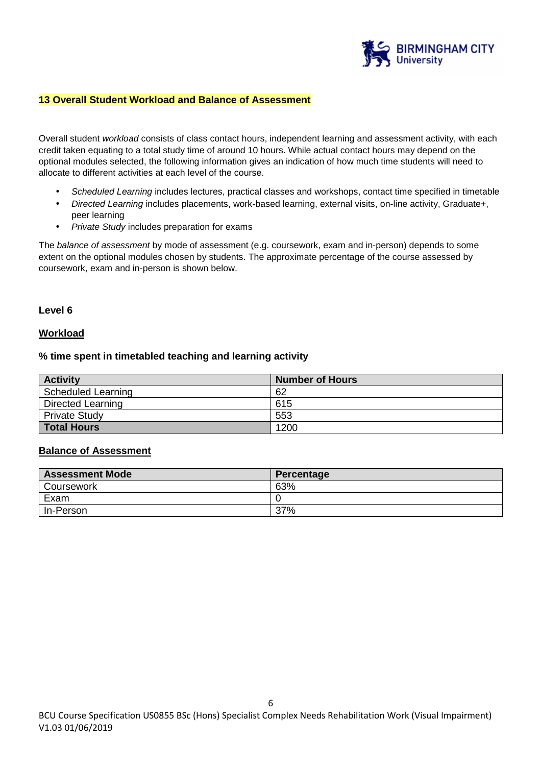## 13 Overall Student Workload and Balance of Assessment

Overall student *workload* consists of class contact hours, independent learning and assessment activity, with each credit taken equating to a total study time of around 10 hours. While actual contact hours may depend on the optional modules selected, the following information gives an indication of how much time students will need to allocate to different activities at each level of the course.

- *Scheduled Learning* includes lectures, practical classes and workshops, contact time specified in timetable
- *Directed Learning* includes placements, work-based learning, external visits, on-line activity, Graduate+, peer learning
- *Private Study* includes preparation for exams

The *balance of assessment* by mode of assessment (e.g. coursework, exam and in-person) depends to some extent on the optional modules chosen by students. The approximate percentage of the course assessed by coursework, exam and in-person is shown below.

**Level 6**

**Workload**

**% time spent in timetabled teaching and learning activity**

| Activity | Number of Hours |
|---|---|
| Scheduled Learning | 62 |
| Directed Learning | 615 |
| Private Study | 553 |
| **Total Hours** | 1200 |

**Balance of Assessment**

| Assessment Mode | Percentage |
|---|---|
| Coursework | 63% |
| Exam | 0 |
| In-Person | 37% |